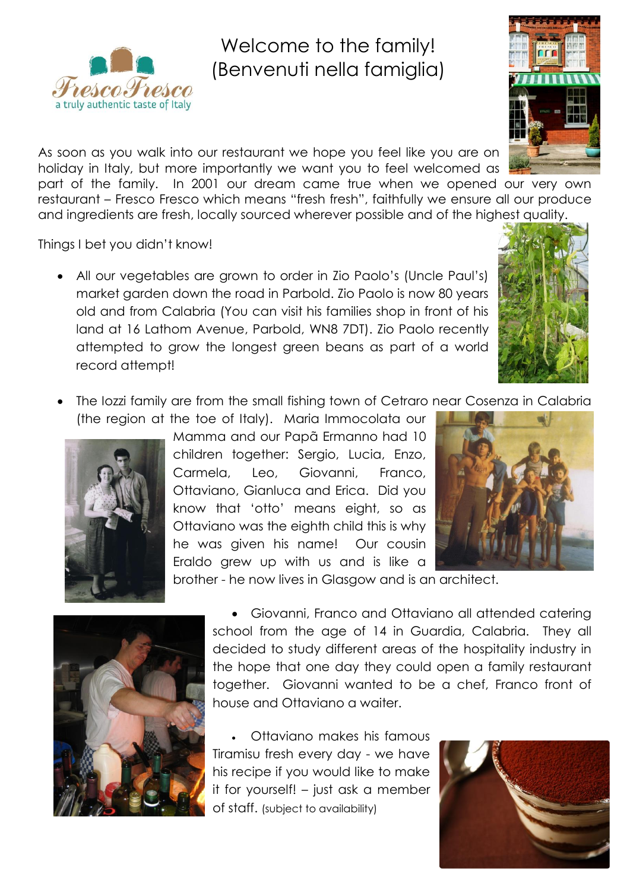Fresco Fresco

a truly authentic taste of Italy

# Welcome to the family!
# (Benvenuti nella famiglia)

As soon as you walk into our restaurant we hope you feel like you are on holiday in Italy, but more importantly we want you to feel welcomed as part of the family. In 2001 our dream came true when we opened our very own restaurant – Fresco Fresco which means "fresh fresh", faithfully we ensure all our produce and ingredients are fresh, locally sourced wherever possible and of the highest quality.

Things I bet you didn't know!

- All our vegetables are grown to order in Zio Paolo's (Uncle Paul's) market garden down the road in Parbold. Zio Paolo is now 80 years old and from Calabria (You can visit his families shop in front of his land at 16 Lathom Avenue, Parbold, WN8 7DT). Zio Paolo recently attempted to grow the longest green beans as part of a world record attempt!

- The Iozzi family are from the small fishing town of Cetraro near Cosenza in Calabria (the region at the toe of Italy). Maria Immocolata our Mamma and our Papã Ermanno had 10 children together: Sergio, Lucia, Enzo, Carmela, Leo, Giovanni, Franco, Ottaviano, Gianluca and Erica. Did you know that 'otto' means eight, so as Ottaviano was the eighth child this is why he was given his name! Our cousin Eraldo grew up with us and is like a brother - he now lives in Glasgow and is an architect.

- Giovanni, Franco and Ottaviano all attended catering school from the age of 14 in Guardia, Calabria. They all decided to study different areas of the hospitality industry in the hope that one day they could open a family restaurant together. Giovanni wanted to be a chef, Franco front of house and Ottaviano a waiter.

- Ottaviano makes his famous Tiramisu fresh every day - we have his recipe if you would like to make it for yourself! – just ask a member of staff. (subject to availability)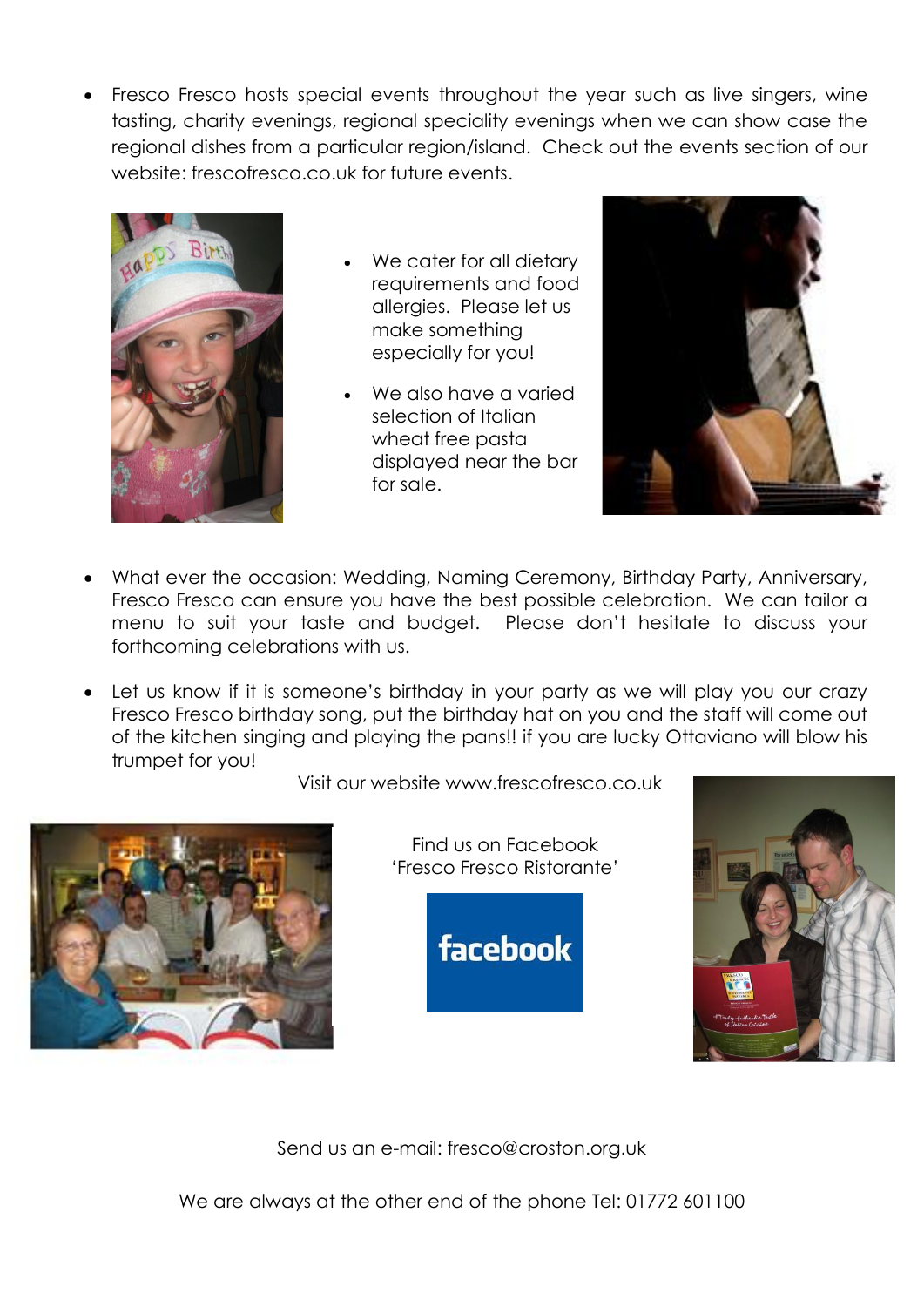- Fresco Fresco hosts special events throughout the year such as live singers, wine tasting, charity evenings, regional speciality evenings when we can show case the regional dishes from a particular region/island. Check out the events section of our website: frescofresco.co.uk for future events.

- We cater for all dietary requirements and food allergies. Please let us make something especially for you!
- We also have a varied selection of Italian wheat free pasta displayed near the bar for sale.

- What ever the occasion: Wedding, Naming Ceremony, Birthday Party, Anniversary, Fresco Fresco can ensure you have the best possible celebration. We can tailor a menu to suit your taste and budget. Please don't hesitate to discuss your forthcoming celebrations with us.
- Let us know if it is someone's birthday in your party as we will play you our crazy Fresco Fresco birthday song, put the birthday hat on you and the staff will come out of the kitchen singing and playing the pans!! if you are lucky Ottaviano will blow his trumpet for you!

Visit our website www.frescofresco.co.uk

Find us on Facebook
'Fresco Fresco Ristorante'

Send us an e-mail: fresco@croston.org.uk

We are always at the other end of the phone Tel: 01772 601100